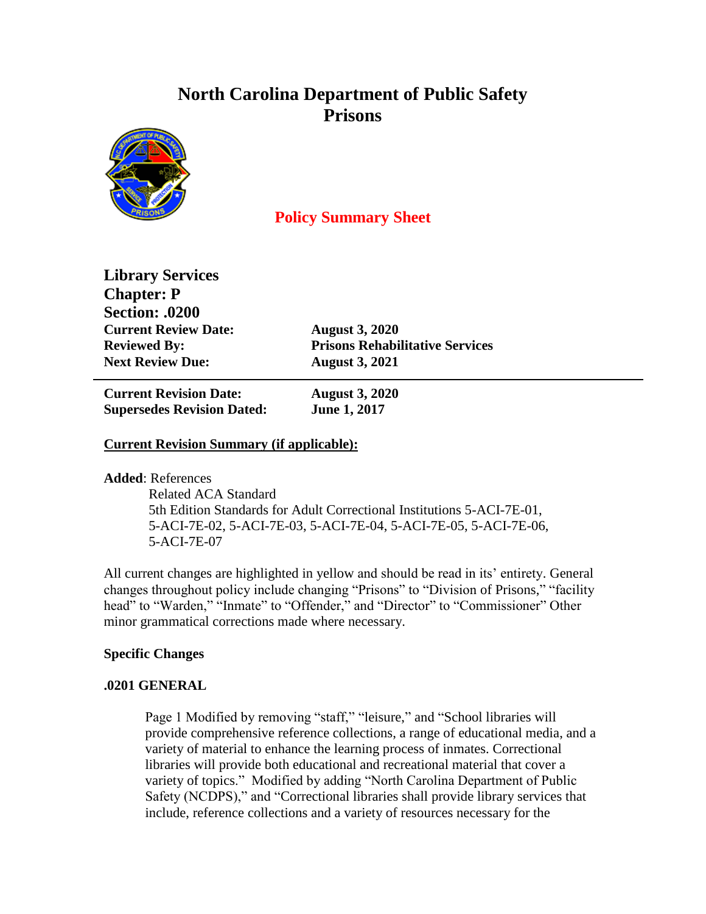# North Carolina Department of Public Safety
# Prisons

## Policy Summary Sheet

**Library Services**
**Chapter: P**
**Section: .0200**

| | |
|---|---|
| **Current Review Date:** | **August 3, 2020** |
| **Reviewed By:** | **Prisons Rehabilitative Services** |
| **Next Review Due:** | **August 3, 2021** |

---

| | |
|---|---|
| **Current Revision Date:** | **August 3, 2020** |
| **Supersedes Revision Dated:** | **June 1, 2017** |

**Current Revision Summary (if applicable):**

**Added**: References
Related ACA Standard
5th Edition Standards for Adult Correctional Institutions 5-ACI-7E-01, 5-ACI-7E-02, 5-ACI-7E-03, 5-ACI-7E-04, 5-ACI-7E-05, 5-ACI-7E-06, 5-ACI-7E-07

All current changes are highlighted in yellow and should be read in its' entirety. General changes throughout policy include changing "Prisons" to "Division of Prisons," "facility head" to "Warden," "Inmate" to "Offender," and "Director" to "Commissioner" Other minor grammatical corrections made where necessary.

**Specific Changes**

**.0201 GENERAL**

Page 1 Modified by removing "staff," "leisure," and "School libraries will provide comprehensive reference collections, a range of educational media, and a variety of material to enhance the learning process of inmates. Correctional libraries will provide both educational and recreational material that cover a variety of topics." Modified by adding "North Carolina Department of Public Safety (NCDPS)," and "Correctional libraries shall provide library services that include, reference collections and a variety of resources necessary for the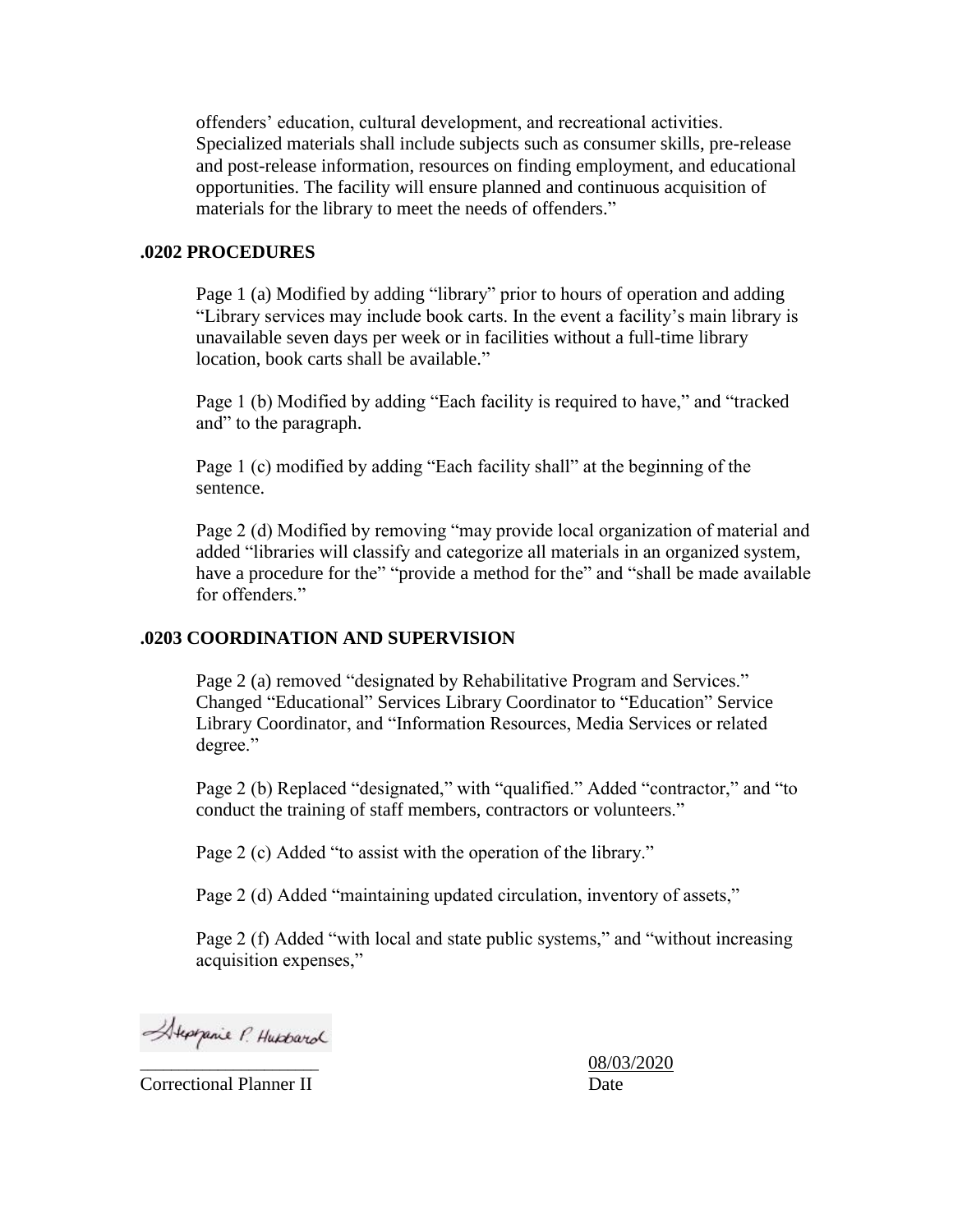offenders' education, cultural development, and recreational activities. Specialized materials shall include subjects such as consumer skills, pre-release and post-release information, resources on finding employment, and educational opportunities. The facility will ensure planned and continuous acquisition of materials for the library to meet the needs of offenders."

**.0202 PROCEDURES**

Page 1 (a) Modified by adding "library" prior to hours of operation and adding "Library services may include book carts. In the event a facility's main library is unavailable seven days per week or in facilities without a full-time library location, book carts shall be available."

Page 1 (b) Modified by adding "Each facility is required to have," and "tracked and" to the paragraph.

Page 1 (c) modified by adding "Each facility shall" at the beginning of the sentence.

Page 2 (d) Modified by removing "may provide local organization of material and added "libraries will classify and categorize all materials in an organized system, have a procedure for the" "provide a method for the" and "shall be made available for offenders."

**.0203 COORDINATION AND SUPERVISION**

Page 2 (a) removed "designated by Rehabilitative Program and Services." Changed "Educational" Services Library Coordinator to "Education" Service Library Coordinator, and "Information Resources, Media Services or related degree."

Page 2 (b) Replaced "designated," with "qualified." Added "contractor," and "to conduct the training of staff members, contractors or volunteers."

Page 2 (c) Added "to assist with the operation of the library."

Page 2 (d) Added "maintaining updated circulation, inventory of assets,"

Page 2 (f) Added "with local and state public systems," and "without increasing acquisition expenses,"

Stephanie P. Hubbard

\_\_\_\_\_\_\_\_\_\_\_\_\_\_\_\_\_\_\_\_ 08/03/2020

Correctional Planner II Date